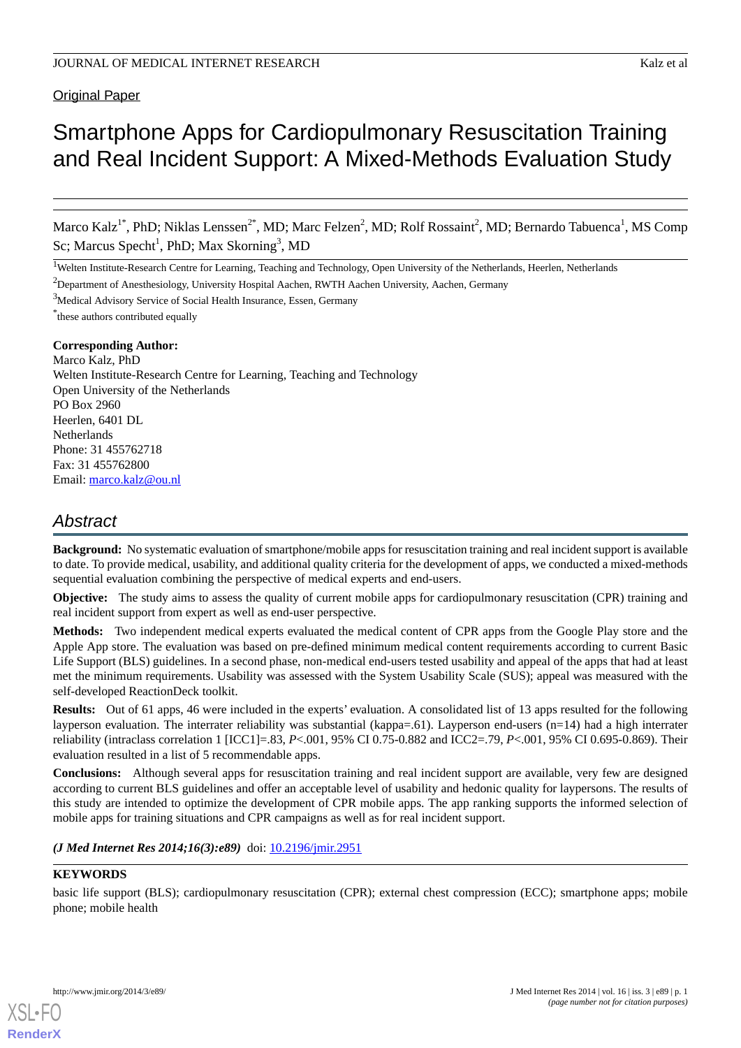Original Paper

# Smartphone Apps for Cardiopulmonary Resuscitation Training and Real Incident Support: A Mixed-Methods Evaluation Study

Marco Kalz[1*], PhD; Niklas Lenssen[2*], MD; Marc Felzen[2], MD; Rolf Rossaint[2], MD; Bernardo Tabuenca[1], MS Comp Sc; Marcus Specht[1], PhD; Max Skorning[3], MD

[1]Welten Institute-Research Centre for Learning, Teaching and Technology, Open University of the Netherlands, Heerlen, Netherlands

[2]Department of Anesthesiology, University Hospital Aachen, RWTH Aachen University, Aachen, Germany

[3]Medical Advisory Service of Social Health Insurance, Essen, Germany

[*]these authors contributed equally

**Corresponding Author:**
Marco Kalz, PhD
Welten Institute-Research Centre for Learning, Teaching and Technology
Open University of the Netherlands
PO Box 2960
Heerlen, 6401 DL
Netherlands
Phone: 31 455762718
Fax: 31 455762800
Email: marco.kalz@ou.nl

## Abstract

**Background:** No systematic evaluation of smartphone/mobile apps for resuscitation training and real incident support is available to date. To provide medical, usability, and additional quality criteria for the development of apps, we conducted a mixed-methods sequential evaluation combining the perspective of medical experts and end-users.

**Objective:** The study aims to assess the quality of current mobile apps for cardiopulmonary resuscitation (CPR) training and real incident support from expert as well as end-user perspective.

**Methods:** Two independent medical experts evaluated the medical content of CPR apps from the Google Play store and the Apple App store. The evaluation was based on pre-defined minimum medical content requirements according to current Basic Life Support (BLS) guidelines. In a second phase, non-medical end-users tested usability and appeal of the apps that had at least met the minimum requirements. Usability was assessed with the System Usability Scale (SUS); appeal was measured with the self-developed ReactionDeck toolkit.

**Results:** Out of 61 apps, 46 were included in the experts' evaluation. A consolidated list of 13 apps resulted for the following layperson evaluation. The interrater reliability was substantial (kappa=.61). Layperson end-users (n=14) had a high interrater reliability (intraclass correlation 1 [ICC1]=.83, *P*<.001, 95% CI 0.75-0.882 and ICC2=.79, *P*<.001, 95% CI 0.695-0.869). Their evaluation resulted in a list of 5 recommendable apps.

**Conclusions:** Although several apps for resuscitation training and real incident support are available, very few are designed according to current BLS guidelines and offer an acceptable level of usability and hedonic quality for laypersons. The results of this study are intended to optimize the development of CPR mobile apps. The app ranking supports the informed selection of mobile apps for training situations and CPR campaigns as well as for real incident support.

***(J Med Internet Res 2014;16(3):e89)*** doi: 10.2196/jmir.2951

**KEYWORDS**

basic life support (BLS); cardiopulmonary resuscitation (CPR); external chest compression (ECC); smartphone apps; mobile phone; mobile health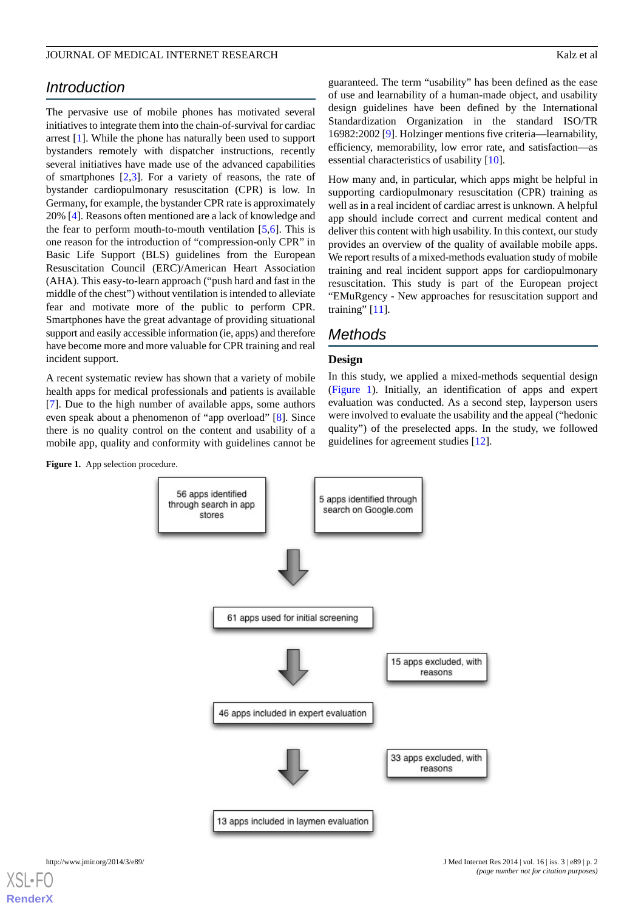## Introduction

The pervasive use of mobile phones has motivated several initiatives to integrate them into the chain-of-survival for cardiac arrest [1]. While the phone has naturally been used to support bystanders remotely with dispatcher instructions, recently several initiatives have made use of the advanced capabilities of smartphones [2,3]. For a variety of reasons, the rate of bystander cardiopulmonary resuscitation (CPR) is low. In Germany, for example, the bystander CPR rate is approximately 20% [4]. Reasons often mentioned are a lack of knowledge and the fear to perform mouth-to-mouth ventilation [5,6]. This is one reason for the introduction of "compression-only CPR" in Basic Life Support (BLS) guidelines from the European Resuscitation Council (ERC)/American Heart Association (AHA). This easy-to-learn approach ("push hard and fast in the middle of the chest") without ventilation is intended to alleviate fear and motivate more of the public to perform CPR. Smartphones have the great advantage of providing situational support and easily accessible information (ie, apps) and therefore have become more and more valuable for CPR training and real incident support.

A recent systematic review has shown that a variety of mobile health apps for medical professionals and patients is available [7]. Due to the high number of available apps, some authors even speak about a phenomenon of "app overload" [8]. Since there is no quality control on the content and usability of a mobile app, quality and conformity with guidelines cannot be guaranteed. The term "usability" has been defined as the ease of use and learnability of a human-made object, and usability design guidelines have been defined by the International Standardization Organization in the standard ISO/TR 16982:2002 [9]. Holzinger mentions five criteria—learnability, efficiency, memorability, low error rate, and satisfaction—as essential characteristics of usability [10].

How many and, in particular, which apps might be helpful in supporting cardiopulmonary resuscitation (CPR) training as well as in a real incident of cardiac arrest is unknown. A helpful app should include correct and current medical content and deliver this content with high usability. In this context, our study provides an overview of the quality of available mobile apps. We report results of a mixed-methods evaluation study of mobile training and real incident support apps for cardiopulmonary resuscitation. This study is part of the European project "EMuRgency - New approaches for resuscitation support and training" [11].

## Methods

### Design

In this study, we applied a mixed-methods sequential design (Figure 1). Initially, an identification of apps and expert evaluation was conducted. As a second step, layperson users were involved to evaluate the usability and the appeal ("hedonic quality") of the preselected apps. In the study, we followed guidelines for agreement studies [12].

**Figure 1.** App selection procedure.

56 apps identified through search in app stores

5 apps identified through search on Google.com

61 apps used for initial screening

15 apps excluded, with reasons

46 apps included in expert evaluation

33 apps excluded, with reasons

13 apps included in laymen evaluation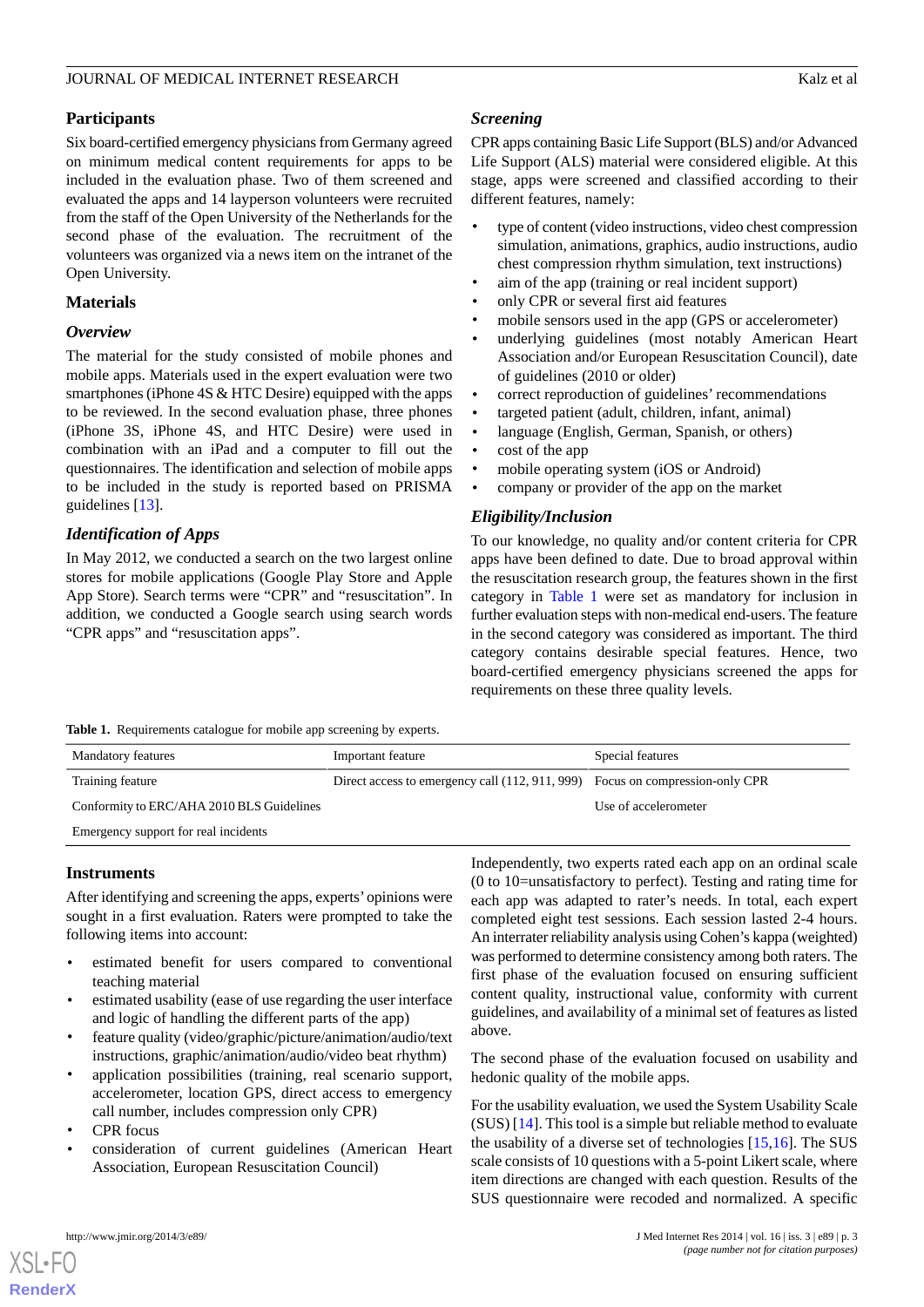## Participants

Six board-certified emergency physicians from Germany agreed on minimum medical content requirements for apps to be included in the evaluation phase. Two of them screened and evaluated the apps and 14 layperson volunteers were recruited from the staff of the Open University of the Netherlands for the second phase of the evaluation. The recruitment of the volunteers was organized via a news item on the intranet of the Open University.

## Materials

### Overview

The material for the study consisted of mobile phones and mobile apps. Materials used in the expert evaluation were two smartphones (iPhone 4S & HTC Desire) equipped with the apps to be reviewed. In the second evaluation phase, three phones (iPhone 3S, iPhone 4S, and HTC Desire) were used in combination with an iPad and a computer to fill out the questionnaires. The identification and selection of mobile apps to be included in the study is reported based on PRISMA guidelines [13].

### Identification of Apps

In May 2012, we conducted a search on the two largest online stores for mobile applications (Google Play Store and Apple App Store). Search terms were "CPR" and "resuscitation". In addition, we conducted a Google search using search words "CPR apps" and "resuscitation apps".

### Screening

CPR apps containing Basic Life Support (BLS) and/or Advanced Life Support (ALS) material were considered eligible. At this stage, apps were screened and classified according to their different features, namely:

- type of content (video instructions, video chest compression simulation, animations, graphics, audio instructions, audio chest compression rhythm simulation, text instructions)
- aim of the app (training or real incident support)
- only CPR or several first aid features
- mobile sensors used in the app (GPS or accelerometer)
- underlying guidelines (most notably American Heart Association and/or European Resuscitation Council), date of guidelines (2010 or older)
- correct reproduction of guidelines' recommendations
- targeted patient (adult, children, infant, animal)
- language (English, German, Spanish, or others)
- cost of the app
- mobile operating system (iOS or Android)
- company or provider of the app on the market

### Eligibility/Inclusion

To our knowledge, no quality and/or content criteria for CPR apps have been defined to date. Due to broad approval within the resuscitation research group, the features shown in the first category in Table 1 were set as mandatory for inclusion in further evaluation steps with non-medical end-users. The feature in the second category was considered as important. The third category contains desirable special features. Hence, two board-certified emergency physicians screened the apps for requirements on these three quality levels.

**Table 1.** Requirements catalogue for mobile app screening by experts.

| Mandatory features | Important feature | Special features |
|---|---|---|
| Training feature | Direct access to emergency call (112, 911, 999) | Focus on compression-only CPR |
| Conformity to ERC/AHA 2010 BLS Guidelines | | Use of accelerometer |
| Emergency support for real incidents | | |

## Instruments

After identifying and screening the apps, experts' opinions were sought in a first evaluation. Raters were prompted to take the following items into account:

- estimated benefit for users compared to conventional teaching material
- estimated usability (ease of use regarding the user interface and logic of handling the different parts of the app)
- feature quality (video/graphic/picture/animation/audio/text instructions, graphic/animation/audio/video beat rhythm)
- application possibilities (training, real scenario support, accelerometer, location GPS, direct access to emergency call number, includes compression only CPR)
- CPR focus
- consideration of current guidelines (American Heart Association, European Resuscitation Council)

Independently, two experts rated each app on an ordinal scale (0 to 10=unsatisfactory to perfect). Testing and rating time for each app was adapted to rater's needs. In total, each expert completed eight test sessions. Each session lasted 2-4 hours. An interrater reliability analysis using Cohen's kappa (weighted) was performed to determine consistency among both raters. The first phase of the evaluation focused on ensuring sufficient content quality, instructional value, conformity with current guidelines, and availability of a minimal set of features as listed above.

The second phase of the evaluation focused on usability and hedonic quality of the mobile apps.

For the usability evaluation, we used the System Usability Scale (SUS) [14]. This tool is a simple but reliable method to evaluate the usability of a diverse set of technologies [15,16]. The SUS scale consists of 10 questions with a 5-point Likert scale, where item directions are changed with each question. Results of the SUS questionnaire were recoded and normalized. A specific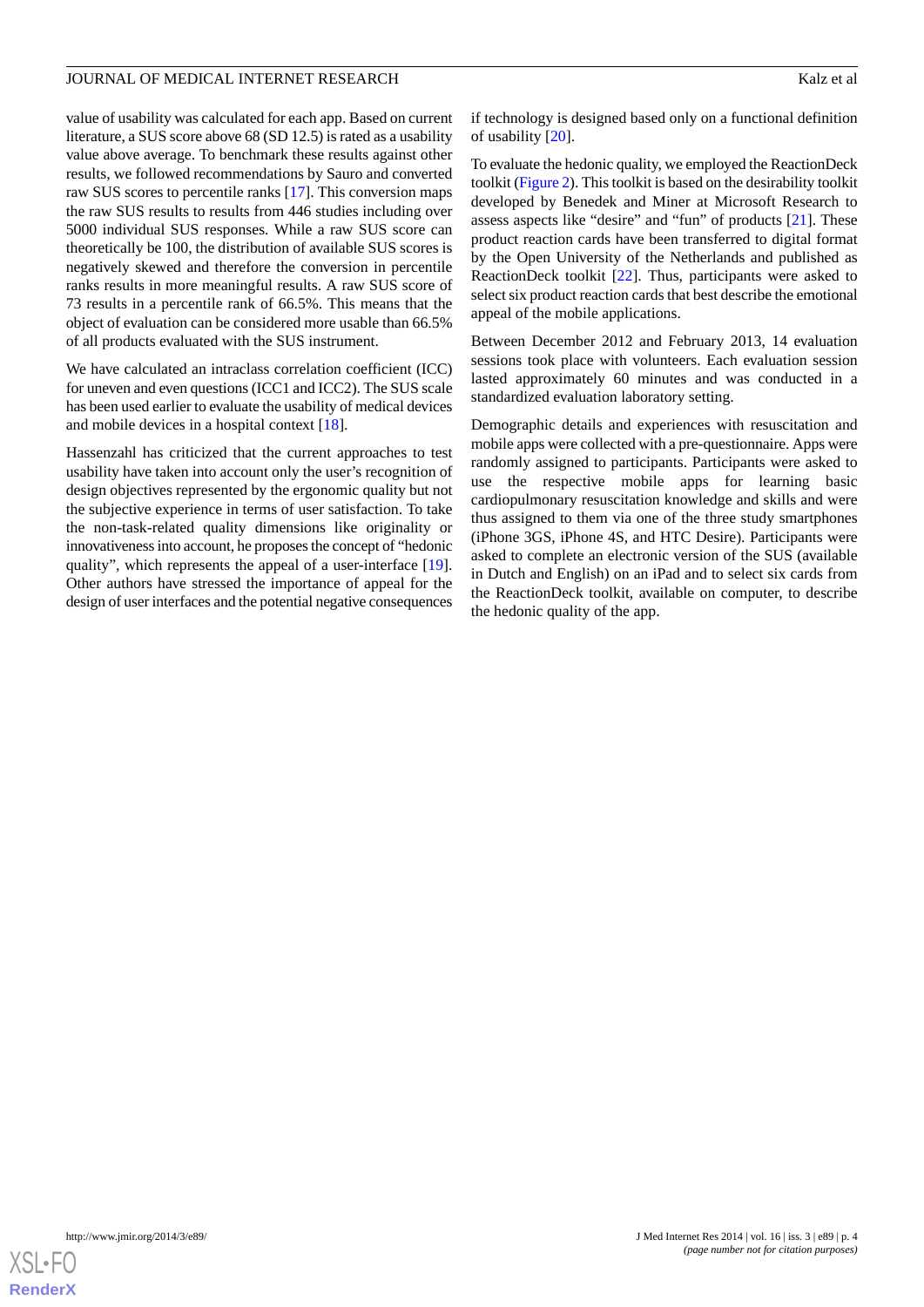value of usability was calculated for each app. Based on current literature, a SUS score above 68 (SD 12.5) is rated as a usability value above average. To benchmark these results against other results, we followed recommendations by Sauro and converted raw SUS scores to percentile ranks [17]. This conversion maps the raw SUS results to results from 446 studies including over 5000 individual SUS responses. While a raw SUS score can theoretically be 100, the distribution of available SUS scores is negatively skewed and therefore the conversion in percentile ranks results in more meaningful results. A raw SUS score of 73 results in a percentile rank of 66.5%. This means that the object of evaluation can be considered more usable than 66.5% of all products evaluated with the SUS instrument.

We have calculated an intraclass correlation coefficient (ICC) for uneven and even questions (ICC1 and ICC2). The SUS scale has been used earlier to evaluate the usability of medical devices and mobile devices in a hospital context [18].

Hassenzahl has criticized that the current approaches to test usability have taken into account only the user's recognition of design objectives represented by the ergonomic quality but not the subjective experience in terms of user satisfaction. To take the non-task-related quality dimensions like originality or innovativeness into account, he proposes the concept of "hedonic quality", which represents the appeal of a user-interface [19]. Other authors have stressed the importance of appeal for the design of user interfaces and the potential negative consequences if technology is designed based only on a functional definition of usability [20].

To evaluate the hedonic quality, we employed the ReactionDeck toolkit (Figure 2). This toolkit is based on the desirability toolkit developed by Benedek and Miner at Microsoft Research to assess aspects like "desire" and "fun" of products [21]. These product reaction cards have been transferred to digital format by the Open University of the Netherlands and published as ReactionDeck toolkit [22]. Thus, participants were asked to select six product reaction cards that best describe the emotional appeal of the mobile applications.

Between December 2012 and February 2013, 14 evaluation sessions took place with volunteers. Each evaluation session lasted approximately 60 minutes and was conducted in a standardized evaluation laboratory setting.

Demographic details and experiences with resuscitation and mobile apps were collected with a pre-questionnaire. Apps were randomly assigned to participants. Participants were asked to use the respective mobile apps for learning basic cardiopulmonary resuscitation knowledge and skills and were thus assigned to them via one of the three study smartphones (iPhone 3GS, iPhone 4S, and HTC Desire). Participants were asked to complete an electronic version of the SUS (available in Dutch and English) on an iPad and to select six cards from the ReactionDeck toolkit, available on computer, to describe the hedonic quality of the app.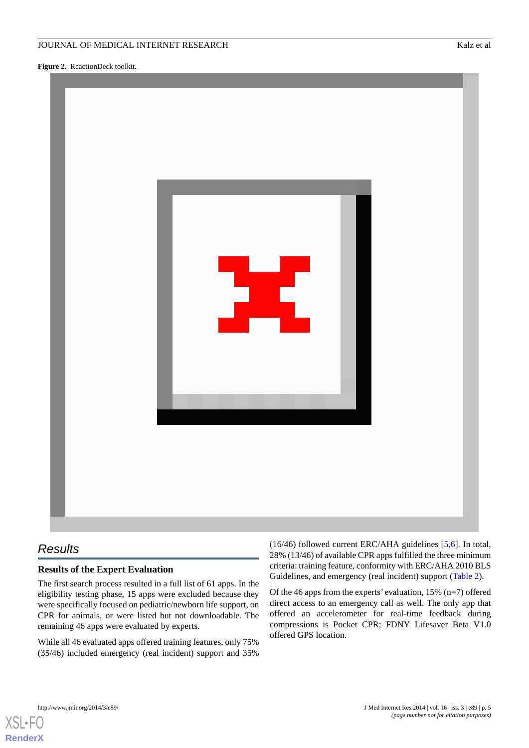**Figure 2.** ReactionDeck toolkit.

## Results

### Results of the Expert Evaluation

The first search process resulted in a full list of 61 apps. In the eligibility testing phase, 15 apps were excluded because they were specifically focused on pediatric/newborn life support, on CPR for animals, or were listed but not downloadable. The remaining 46 apps were evaluated by experts.

While all 46 evaluated apps offered training features, only 75% (35/46) included emergency (real incident) support and 35% (16/46) followed current ERC/AHA guidelines [5,6]. In total, 28% (13/46) of available CPR apps fulfilled the three minimum criteria: training feature, conformity with ERC/AHA 2010 BLS Guidelines, and emergency (real incident) support (Table 2).

Of the 46 apps from the experts' evaluation, 15% (n=7) offered direct access to an emergency call as well. The only app that offered an accelerometer for real-time feedback during compressions is Pocket CPR; FDNY Lifesaver Beta V1.0 offered GPS location.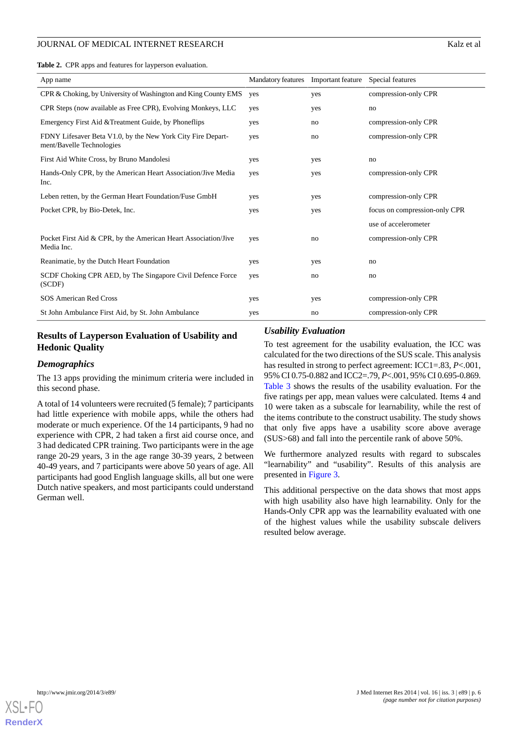**Table 2.** CPR apps and features for layperson evaluation.

| App name | Mandatory features | Important feature | Special features |
|---|---|---|---|
| CPR & Choking, by University of Washington and King County EMS | yes | yes | compression-only CPR |
| CPR Steps (now available as Free CPR), Evolving Monkeys, LLC | yes | yes | no |
| Emergency First Aid &Treatment Guide, by Phoneflips | yes | no | compression-only CPR |
| FDNY Lifesaver Beta V1.0, by the New York City Fire Department/Bavelle Technologies | yes | no | compression-only CPR |
| First Aid White Cross, by Bruno Mandolesi | yes | yes | no |
| Hands-Only CPR, by the American Heart Association/Jive Media Inc. | yes | yes | compression-only CPR |
| Leben retten, by the German Heart Foundation/Fuse GmbH | yes | yes | compression-only CPR |
| Pocket CPR, by Bio-Detek, Inc. | yes | yes | focus on compression-only CPR |
| | | | use of accelerometer |
| Pocket First Aid & CPR, by the American Heart Association/Jive Media Inc. | yes | no | compression-only CPR |
| Reanimatie, by the Dutch Heart Foundation | yes | yes | no |
| SCDF Choking CPR AED, by The Singapore Civil Defence Force (SCDF) | yes | no | no |
| SOS American Red Cross | yes | yes | compression-only CPR |
| St John Ambulance First Aid, by St. John Ambulance | yes | no | compression-only CPR |

## Results of Layperson Evaluation of Usability and Hedonic Quality

### *Demographics*

The 13 apps providing the minimum criteria were included in this second phase.

A total of 14 volunteers were recruited (5 female); 7 participants had little experience with mobile apps, while the others had moderate or much experience. Of the 14 participants, 9 had no experience with CPR, 2 had taken a first aid course once, and 3 had dedicated CPR training. Two participants were in the age range 20-29 years, 3 in the age range 30-39 years, 2 between 40-49 years, and 7 participants were above 50 years of age. All participants had good English language skills, all but one were Dutch native speakers, and most participants could understand German well.

### *Usability Evaluation*

To test agreement for the usability evaluation, the ICC was calculated for the two directions of the SUS scale. This analysis has resulted in strong to perfect agreement: ICC1=.83, $P$<.001, 95% CI 0.75-0.882 and ICC2=.79, $P$<.001, 95% CI 0.695-0.869. Table 3 shows the results of the usability evaluation. For the five ratings per app, mean values were calculated. Items 4 and 10 were taken as a subscale for learnability, while the rest of the items contribute to the construct usability. The study shows that only five apps have a usability score above average (SUS>68) and fall into the percentile rank of above 50%.

We furthermore analyzed results with regard to subscales "learnability" and "usability". Results of this analysis are presented in Figure 3.

This additional perspective on the data shows that most apps with high usability also have high learnability. Only for the Hands-Only CPR app was the learnability evaluated with one of the highest values while the usability subscale delivers resulted below average.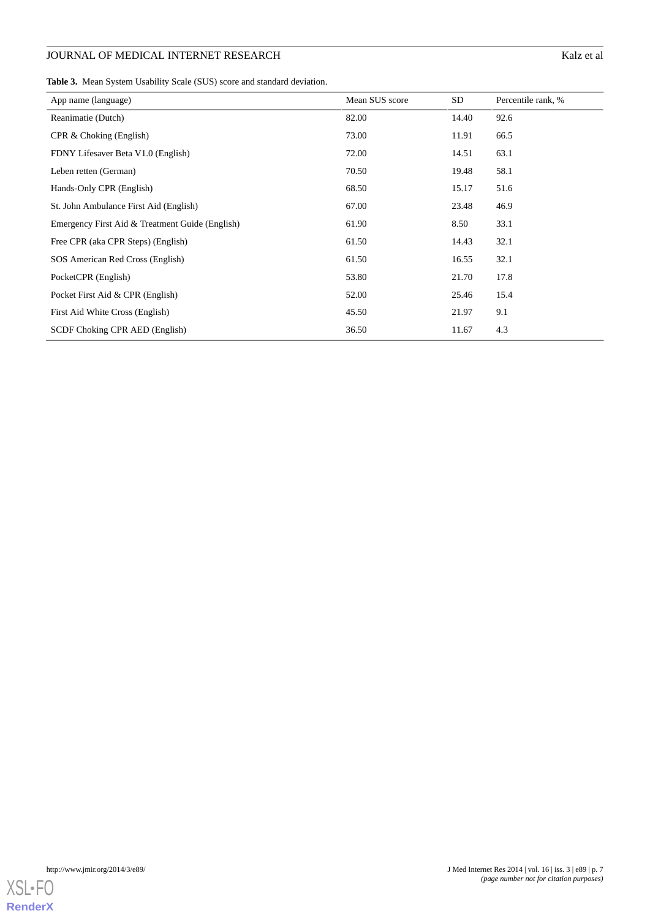**Table 3.** Mean System Usability Scale (SUS) score and standard deviation.

| App name (language) | Mean SUS score | SD | Percentile rank, % |
|---|---|---|---|
| Reanimatie (Dutch) | 82.00 | 14.40 | 92.6 |
| CPR & Choking (English) | 73.00 | 11.91 | 66.5 |
| FDNY Lifesaver Beta V1.0 (English) | 72.00 | 14.51 | 63.1 |
| Leben retten (German) | 70.50 | 19.48 | 58.1 |
| Hands-Only CPR (English) | 68.50 | 15.17 | 51.6 |
| St. John Ambulance First Aid (English) | 67.00 | 23.48 | 46.9 |
| Emergency First Aid & Treatment Guide (English) | 61.90 | 8.50 | 33.1 |
| Free CPR (aka CPR Steps) (English) | 61.50 | 14.43 | 32.1 |
| SOS American Red Cross (English) | 61.50 | 16.55 | 32.1 |
| PocketCPR (English) | 53.80 | 21.70 | 17.8 |
| Pocket First Aid & CPR (English) | 52.00 | 25.46 | 15.4 |
| First Aid White Cross (English) | 45.50 | 21.97 | 9.1 |
| SCDF Choking CPR AED (English) | 36.50 | 11.67 | 4.3 |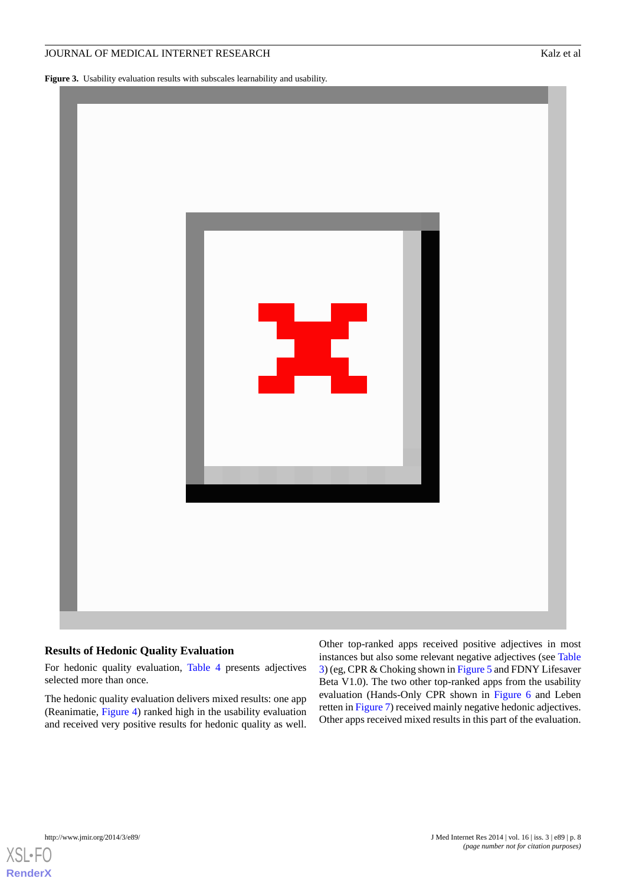**Figure 3.** Usability evaluation results with subscales learnability and usability.

### Results of Hedonic Quality Evaluation

For hedonic quality evaluation, Table 4 presents adjectives selected more than once.

The hedonic quality evaluation delivers mixed results: one app (Reanimatie, Figure 4) ranked high in the usability evaluation and received very positive results for hedonic quality as well. Other top-ranked apps received positive adjectives in most instances but also some relevant negative adjectives (see Table 3) (eg, CPR & Choking shown in Figure 5 and FDNY Lifesaver Beta V1.0). The two other top-ranked apps from the usability evaluation (Hands-Only CPR shown in Figure 6 and Leben retten in Figure 7) received mainly negative hedonic adjectives. Other apps received mixed results in this part of the evaluation.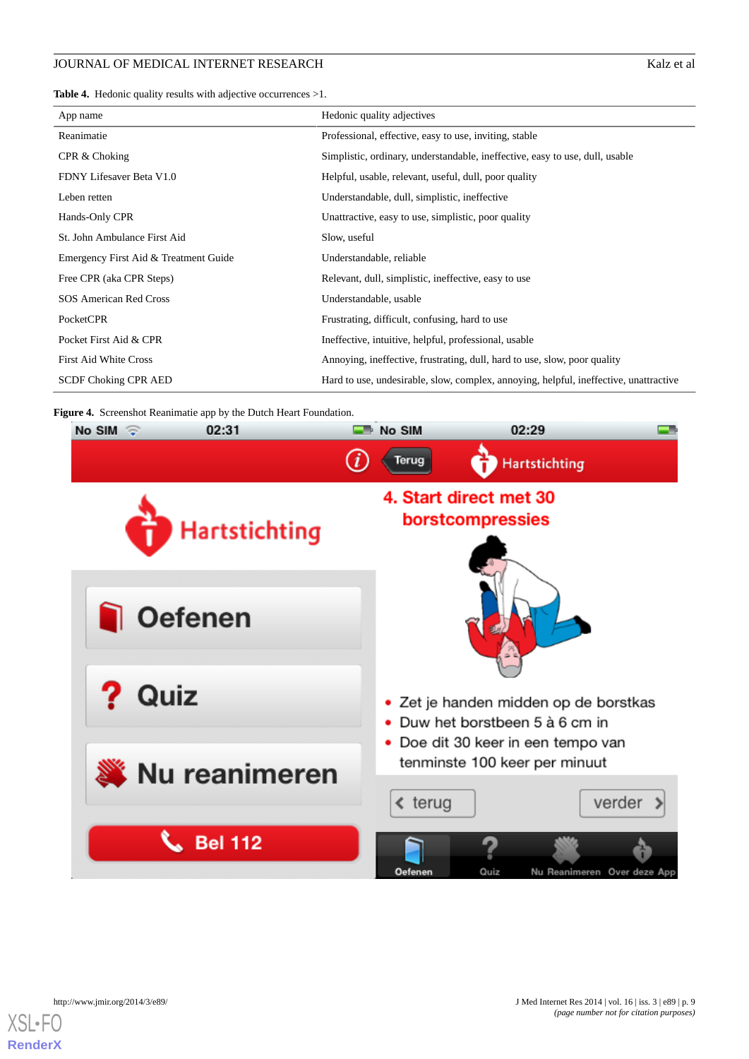**Table 4.** Hedonic quality results with adjective occurrences >1.

| App name | Hedonic quality adjectives |
|---|---|
| Reanimatie | Professional, effective, easy to use, inviting, stable |
| CPR & Choking | Simplistic, ordinary, understandable, ineffective, easy to use, dull, usable |
| FDNY Lifesaver Beta V1.0 | Helpful, usable, relevant, useful, dull, poor quality |
| Leben retten | Understandable, dull, simplistic, ineffective |
| Hands-Only CPR | Unattractive, easy to use, simplistic, poor quality |
| St. John Ambulance First Aid | Slow, useful |
| Emergency First Aid & Treatment Guide | Understandable, reliable |
| Free CPR (aka CPR Steps) | Relevant, dull, simplistic, ineffective, easy to use |
| SOS American Red Cross | Understandable, usable |
| PocketCPR | Frustrating, difficult, confusing, hard to use |
| Pocket First Aid & CPR | Ineffective, intuitive, helpful, professional, usable |
| First Aid White Cross | Annoying, ineffective, frustrating, dull, hard to use, slow, poor quality |
| SCDF Choking CPR AED | Hard to use, undesirable, slow, complex, annoying, helpful, ineffective, unattractive |

**Figure 4.** Screenshot Reanimatie app by the Dutch Heart Foundation.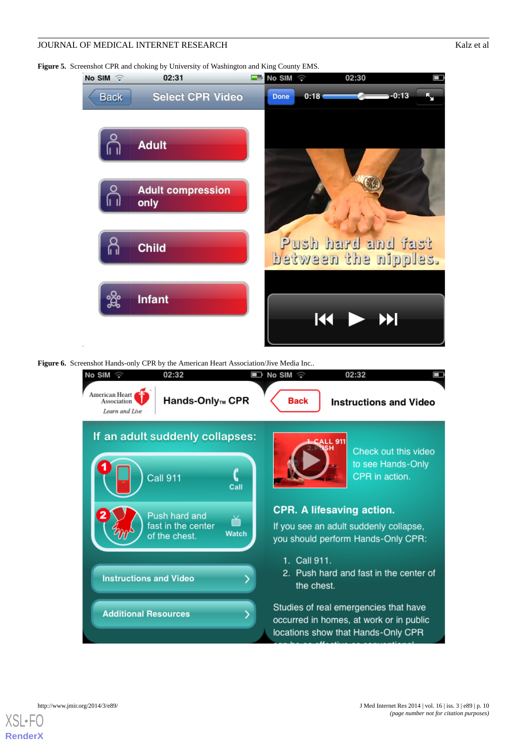**Figure 5.** Screenshot CPR and choking by University of Washington and King County EMS.

**Figure 6.** Screenshot Hands-only CPR by the American Heart Association/Jive Media Inc..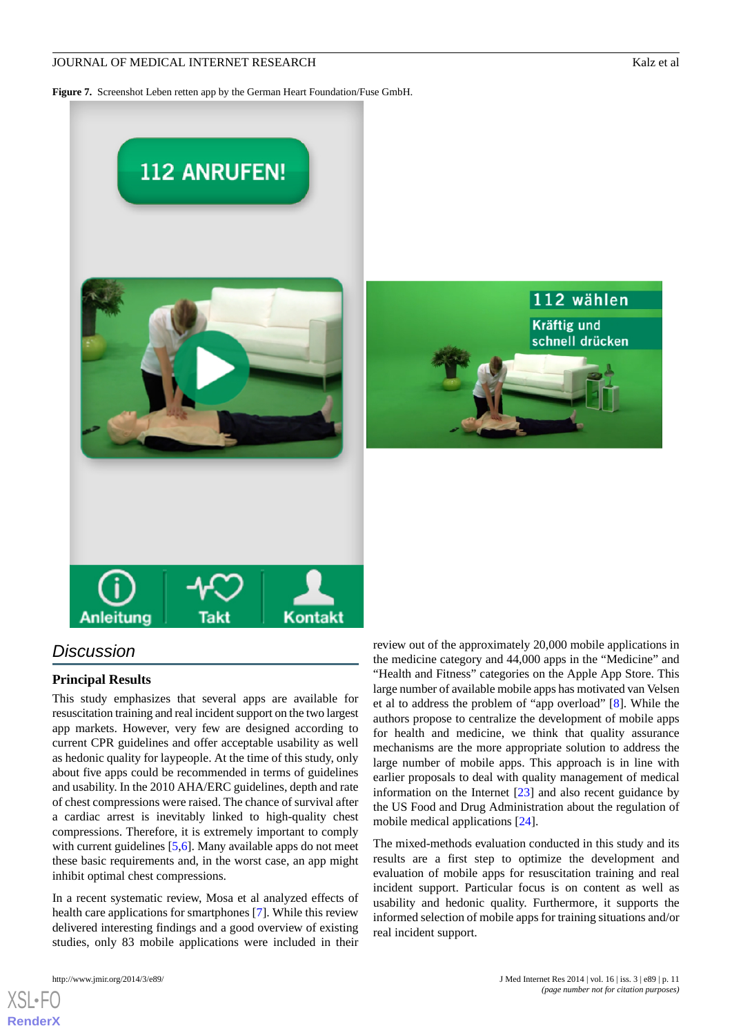**Figure 7.** Screenshot Leben retten app by the German Heart Foundation/Fuse GmbH.

## Discussion

### Principal Results

This study emphasizes that several apps are available for resuscitation training and real incident support on the two largest app markets. However, very few are designed according to current CPR guidelines and offer acceptable usability as well as hedonic quality for laypeople. At the time of this study, only about five apps could be recommended in terms of guidelines and usability. In the 2010 AHA/ERC guidelines, depth and rate of chest compressions were raised. The chance of survival after a cardiac arrest is inevitably linked to high-quality chest compressions. Therefore, it is extremely important to comply with current guidelines [5,6]. Many available apps do not meet these basic requirements and, in the worst case, an app might inhibit optimal chest compressions.

In a recent systematic review, Mosa et al analyzed effects of health care applications for smartphones [7]. While this review delivered interesting findings and a good overview of existing studies, only 83 mobile applications were included in their review out of the approximately 20,000 mobile applications in the medicine category and 44,000 apps in the "Medicine" and "Health and Fitness" categories on the Apple App Store. This large number of available mobile apps has motivated van Velsen et al to address the problem of "app overload" [8]. While the authors propose to centralize the development of mobile apps for health and medicine, we think that quality assurance mechanisms are the more appropriate solution to address the large number of mobile apps. This approach is in line with earlier proposals to deal with quality management of medical information on the Internet [23] and also recent guidance by the US Food and Drug Administration about the regulation of mobile medical applications [24].

The mixed-methods evaluation conducted in this study and its results are a first step to optimize the development and evaluation of mobile apps for resuscitation training and real incident support. Particular focus is on content as well as usability and hedonic quality. Furthermore, it supports the informed selection of mobile apps for training situations and/or real incident support.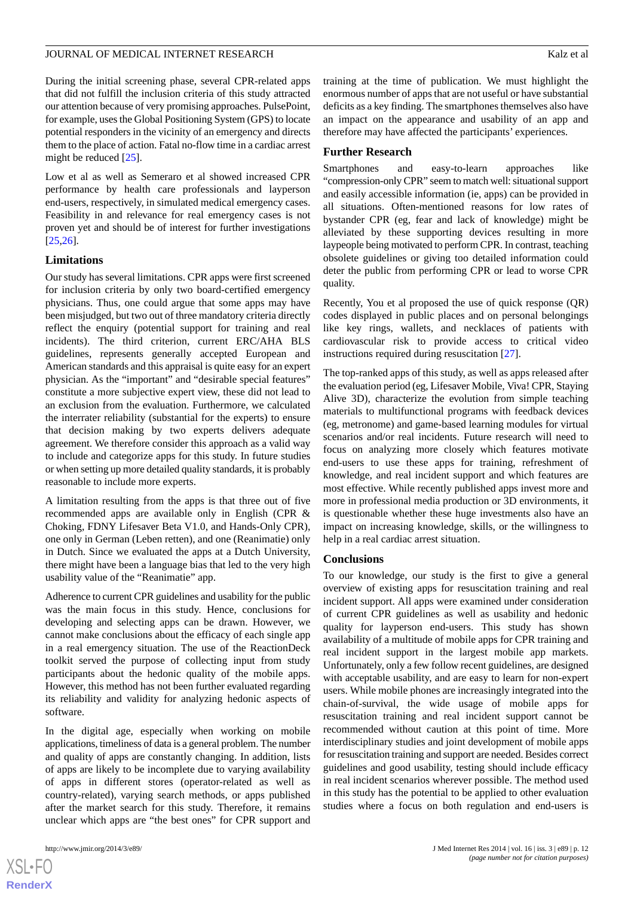During the initial screening phase, several CPR-related apps that did not fulfill the inclusion criteria of this study attracted our attention because of very promising approaches. PulsePoint, for example, uses the Global Positioning System (GPS) to locate potential responders in the vicinity of an emergency and directs them to the place of action. Fatal no-flow time in a cardiac arrest might be reduced [25].

Low et al as well as Semeraro et al showed increased CPR performance by health care professionals and layperson end-users, respectively, in simulated medical emergency cases. Feasibility in and relevance for real emergency cases is not proven yet and should be of interest for further investigations [25,26].

### Limitations

Our study has several limitations. CPR apps were first screened for inclusion criteria by only two board-certified emergency physicians. Thus, one could argue that some apps may have been misjudged, but two out of three mandatory criteria directly reflect the enquiry (potential support for training and real incidents). The third criterion, current ERC/AHA BLS guidelines, represents generally accepted European and American standards and this appraisal is quite easy for an expert physician. As the "important" and "desirable special features" constitute a more subjective expert view, these did not lead to an exclusion from the evaluation. Furthermore, we calculated the interrater reliability (substantial for the experts) to ensure that decision making by two experts delivers adequate agreement. We therefore consider this approach as a valid way to include and categorize apps for this study. In future studies or when setting up more detailed quality standards, it is probably reasonable to include more experts.

A limitation resulting from the apps is that three out of five recommended apps are available only in English (CPR & Choking, FDNY Lifesaver Beta V1.0, and Hands-Only CPR), one only in German (Leben retten), and one (Reanimatie) only in Dutch. Since we evaluated the apps at a Dutch University, there might have been a language bias that led to the very high usability value of the "Reanimatie" app.

Adherence to current CPR guidelines and usability for the public was the main focus in this study. Hence, conclusions for developing and selecting apps can be drawn. However, we cannot make conclusions about the efficacy of each single app in a real emergency situation. The use of the ReactionDeck toolkit served the purpose of collecting input from study participants about the hedonic quality of the mobile apps. However, this method has not been further evaluated regarding its reliability and validity for analyzing hedonic aspects of software.

In the digital age, especially when working on mobile applications, timeliness of data is a general problem. The number and quality of apps are constantly changing. In addition, lists of apps are likely to be incomplete due to varying availability of apps in different stores (operator-related as well as country-related), varying search methods, or apps published after the market search for this study. Therefore, it remains unclear which apps are "the best ones" for CPR support and training at the time of publication. We must highlight the enormous number of apps that are not useful or have substantial deficits as a key finding. The smartphones themselves also have an impact on the appearance and usability of an app and therefore may have affected the participants' experiences.

### Further Research

Smartphones and easy-to-learn approaches like "compression-only CPR" seem to match well: situational support and easily accessible information (ie, apps) can be provided in all situations. Often-mentioned reasons for low rates of bystander CPR (eg, fear and lack of knowledge) might be alleviated by these supporting devices resulting in more laypeople being motivated to perform CPR. In contrast, teaching obsolete guidelines or giving too detailed information could deter the public from performing CPR or lead to worse CPR quality.

Recently, You et al proposed the use of quick response (QR) codes displayed in public places and on personal belongings like key rings, wallets, and necklaces of patients with cardiovascular risk to provide access to critical video instructions required during resuscitation [27].

The top-ranked apps of this study, as well as apps released after the evaluation period (eg, Lifesaver Mobile, Viva! CPR, Staying Alive 3D), characterize the evolution from simple teaching materials to multifunctional programs with feedback devices (eg, metronome) and game-based learning modules for virtual scenarios and/or real incidents. Future research will need to focus on analyzing more closely which features motivate end-users to use these apps for training, refreshment of knowledge, and real incident support and which features are most effective. While recently published apps invest more and more in professional media production or 3D environments, it is questionable whether these huge investments also have an impact on increasing knowledge, skills, or the willingness to help in a real cardiac arrest situation.

### Conclusions

To our knowledge, our study is the first to give a general overview of existing apps for resuscitation training and real incident support. All apps were examined under consideration of current CPR guidelines as well as usability and hedonic quality for layperson end-users. This study has shown availability of a multitude of mobile apps for CPR training and real incident support in the largest mobile app markets. Unfortunately, only a few follow recent guidelines, are designed with acceptable usability, and are easy to learn for non-expert users. While mobile phones are increasingly integrated into the chain-of-survival, the wide usage of mobile apps for resuscitation training and real incident support cannot be recommended without caution at this point of time. More interdisciplinary studies and joint development of mobile apps for resuscitation training and support are needed. Besides correct guidelines and good usability, testing should include efficacy in real incident scenarios wherever possible. The method used in this study has the potential to be applied to other evaluation studies where a focus on both regulation and end-users is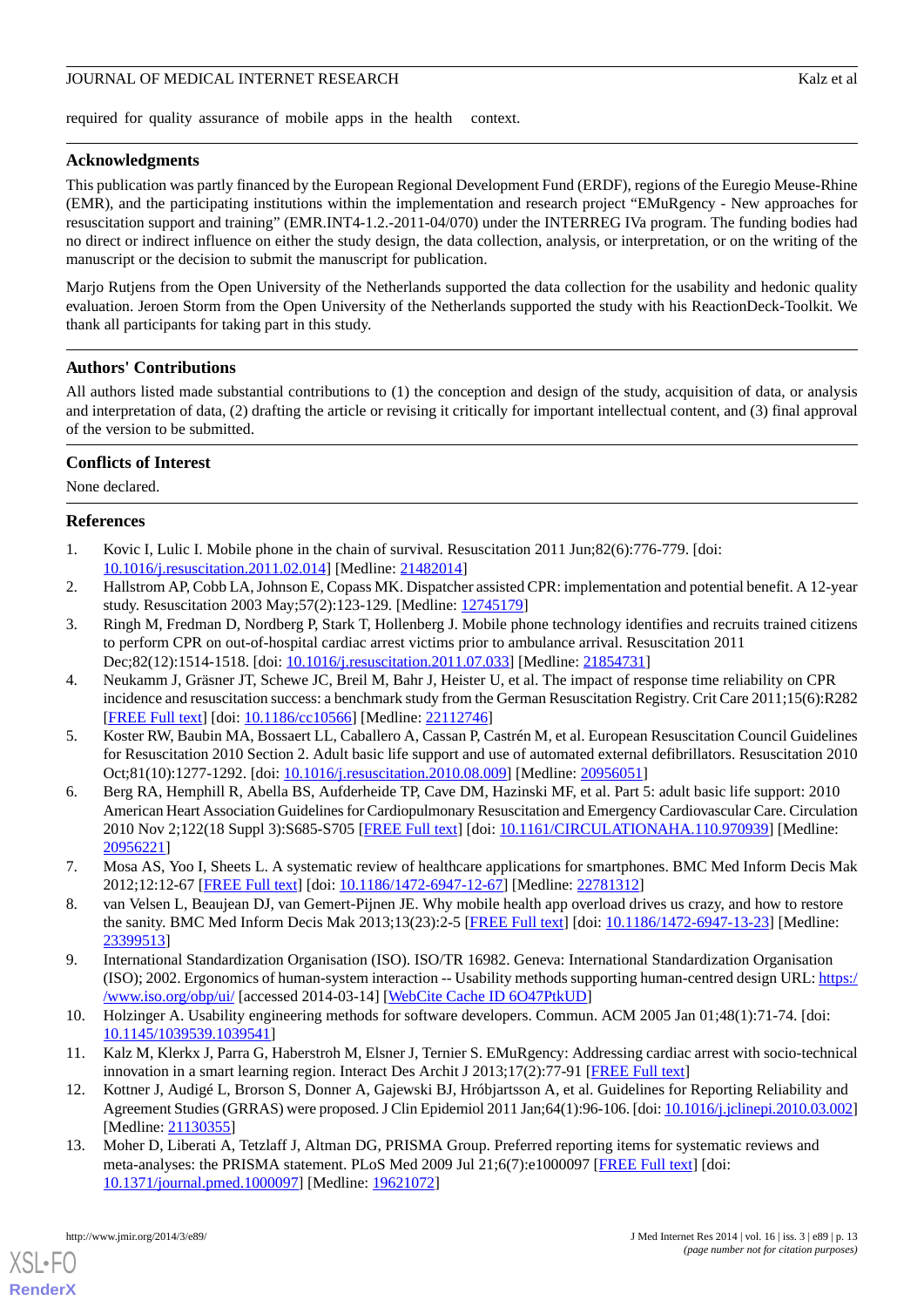required for quality assurance of mobile apps in the health context.

## Acknowledgments

This publication was partly financed by the European Regional Development Fund (ERDF), regions of the Euregio Meuse-Rhine (EMR), and the participating institutions within the implementation and research project "EMuRgency - New approaches for resuscitation support and training" (EMR.INT4-1.2.-2011-04/070) under the INTERREG IVa program. The funding bodies had no direct or indirect influence on either the study design, the data collection, analysis, or interpretation, or on the writing of the manuscript or the decision to submit the manuscript for publication.

Marjo Rutjens from the Open University of the Netherlands supported the data collection for the usability and hedonic quality evaluation. Jeroen Storm from the Open University of the Netherlands supported the study with his ReactionDeck-Toolkit. We thank all participants for taking part in this study.

## Authors' Contributions

All authors listed made substantial contributions to (1) the conception and design of the study, acquisition of data, or analysis and interpretation of data, (2) drafting the article or revising it critically for important intellectual content, and (3) final approval of the version to be submitted.

## Conflicts of Interest

None declared.

## References

1. Kovic I, Lulic I. Mobile phone in the chain of survival. Resuscitation 2011 Jun;82(6):776-779. [doi: 10.1016/j.resuscitation.2011.02.014] [Medline: 21482014]
2. Hallstrom AP, Cobb LA, Johnson E, Copass MK. Dispatcher assisted CPR: implementation and potential benefit. A 12-year study. Resuscitation 2003 May;57(2):123-129. [Medline: 12745179]
3. Ringh M, Fredman D, Nordberg P, Stark T, Hollenberg J. Mobile phone technology identifies and recruits trained citizens to perform CPR on out-of-hospital cardiac arrest victims prior to ambulance arrival. Resuscitation 2011 Dec;82(12):1514-1518. [doi: 10.1016/j.resuscitation.2011.07.033] [Medline: 21854731]
4. Neukamm J, Gräsner JT, Schewe JC, Breil M, Bahr J, Heister U, et al. The impact of response time reliability on CPR incidence and resuscitation success: a benchmark study from the German Resuscitation Registry. Crit Care 2011;15(6):R282 [FREE Full text] [doi: 10.1186/cc10566] [Medline: 22112746]
5. Koster RW, Baubin MA, Bossaert LL, Caballero A, Cassan P, Castrén M, et al. European Resuscitation Council Guidelines for Resuscitation 2010 Section 2. Adult basic life support and use of automated external defibrillators. Resuscitation 2010 Oct;81(10):1277-1292. [doi: 10.1016/j.resuscitation.2010.08.009] [Medline: 20956051]
6. Berg RA, Hemphill R, Abella BS, Aufderheide TP, Cave DM, Hazinski MF, et al. Part 5: adult basic life support: 2010 American Heart Association Guidelines for Cardiopulmonary Resuscitation and Emergency Cardiovascular Care. Circulation 2010 Nov 2;122(18 Suppl 3):S685-S705 [FREE Full text] [doi: 10.1161/CIRCULATIONAHA.110.970939] [Medline: 20956221]
7. Mosa AS, Yoo I, Sheets L. A systematic review of healthcare applications for smartphones. BMC Med Inform Decis Mak 2012;12:12-67 [FREE Full text] [doi: 10.1186/1472-6947-12-67] [Medline: 22781312]
8. van Velsen L, Beaujean DJ, van Gemert-Pijnen JE. Why mobile health app overload drives us crazy, and how to restore the sanity. BMC Med Inform Decis Mak 2013;13(23):2-5 [FREE Full text] [doi: 10.1186/1472-6947-13-23] [Medline: 23399513]
9. International Standardization Organisation (ISO). ISO/TR 16982. Geneva: International Standardization Organisation (ISO); 2002. Ergonomics of human-system interaction -- Usability methods supporting human-centred design URL: https://www.iso.org/obp/ui/ [accessed 2014-03-14] [WebCite Cache ID 6O47PtkUD]
10. Holzinger A. Usability engineering methods for software developers. Commun. ACM 2005 Jan 01;48(1):71-74. [doi: 10.1145/1039539.1039541]
11. Kalz M, Klerkx J, Parra G, Haberstroh M, Elsner J, Ternier S. EMuRgency: Addressing cardiac arrest with socio-technical innovation in a smart learning region. Interact Des Archit J 2013;17(2):77-91 [FREE Full text]
12. Kottner J, Audigé L, Brorson S, Donner A, Gajewski BJ, Hróbjartsson A, et al. Guidelines for Reporting Reliability and Agreement Studies (GRRAS) were proposed. J Clin Epidemiol 2011 Jan;64(1):96-106. [doi: 10.1016/j.jclinepi.2010.03.002] [Medline: 21130355]
13. Moher D, Liberati A, Tetzlaff J, Altman DG, PRISMA Group. Preferred reporting items for systematic reviews and meta-analyses: the PRISMA statement. PLoS Med 2009 Jul 21;6(7):e1000097 [FREE Full text] [doi: 10.1371/journal.pmed.1000097] [Medline: 19621072]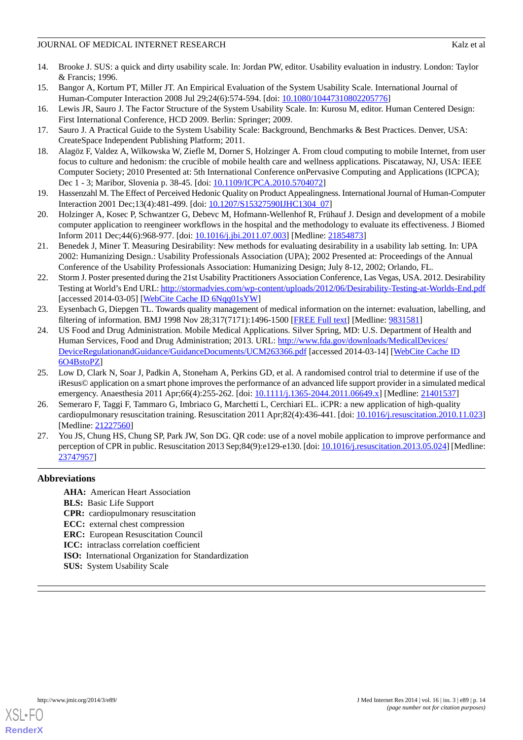14. Brooke J. SUS: a quick and dirty usability scale. In: Jordan PW, editor. Usability evaluation in industry. London: Taylor & Francis; 1996.
15. Bangor A, Kortum PT, Miller JT. An Empirical Evaluation of the System Usability Scale. International Journal of Human-Computer Interaction 2008 Jul 29;24(6):574-594. [doi: 10.1080/10447310802205776]
16. Lewis JR, Sauro J. The Factor Structure of the System Usability Scale. In: Kurosu M, editor. Human Centered Design: First International Conference, HCD 2009. Berlin: Springer; 2009.
17. Sauro J. A Practical Guide to the System Usability Scale: Background, Benchmarks & Best Practices. Denver, USA: CreateSpace Independent Publishing Platform; 2011.
18. Alagöz F, Valdez A, Wilkowska W, Ziefle M, Dorner S, Holzinger A. From cloud computing to mobile Internet, from user focus to culture and hedonism: the crucible of mobile health care and wellness applications. Piscataway, NJ, USA: IEEE Computer Society; 2010 Presented at: 5th International Conference onPervasive Computing and Applications (ICPCA); Dec 1 - 3; Maribor, Slovenia p. 38-45. [doi: 10.1109/ICPCA.2010.5704072]
19. Hassenzahl M. The Effect of Perceived Hedonic Quality on Product Appealingness. International Journal of Human-Computer Interaction 2001 Dec;13(4):481-499. [doi: 10.1207/S15327590IJHC1304_07]
20. Holzinger A, Kosec P, Schwantzer G, Debevc M, Hofmann-Wellenhof R, Frühauf J. Design and development of a mobile computer application to reengineer workflows in the hospital and the methodology to evaluate its effectiveness. J Biomed Inform 2011 Dec;44(6):968-977. [doi: 10.1016/j.jbi.2011.07.003] [Medline: 21854873]
21. Benedek J, Miner T. Measuring Desirability: New methods for evaluating desirability in a usability lab setting. In: UPA 2002: Humanizing Design.: Usability Professionals Association (UPA); 2002 Presented at: Proceedings of the Annual Conference of the Usability Professionals Association: Humanizing Design; July 8-12, 2002; Orlando, FL.
22. Storm J. Poster presented during the 21st Usability Practitioners Association Conference, Las Vegas, USA. 2012. Desirability Testing at World's End URL: http://stormadvies.com/wp-content/uploads/2012/06/Desirability-Testing-at-Worlds-End.pdf [accessed 2014-03-05] [WebCite Cache ID 6Nqq01sYW]
23. Eysenbach G, Diepgen TL. Towards quality management of medical information on the internet: evaluation, labelling, and filtering of information. BMJ 1998 Nov 28;317(7171):1496-1500 [FREE Full text] [Medline: 9831581]
24. US Food and Drug Administration. Mobile Medical Applications. Silver Spring, MD: U.S. Department of Health and Human Services, Food and Drug Administration; 2013. URL: http://www.fda.gov/downloads/MedicalDevices/DeviceRegulationandGuidance/GuidanceDocuments/UCM263366.pdf [accessed 2014-03-14] [WebCite Cache ID 6O4BstoPZ]
25. Low D, Clark N, Soar J, Padkin A, Stoneham A, Perkins GD, et al. A randomised control trial to determine if use of the iResus© application on a smart phone improves the performance of an advanced life support provider in a simulated medical emergency. Anaesthesia 2011 Apr;66(4):255-262. [doi: 10.1111/j.1365-2044.2011.06649.x] [Medline: 21401537]
26. Semeraro F, Taggi F, Tammaro G, Imbriaco G, Marchetti L, Cerchiari EL. iCPR: a new application of high-quality cardiopulmonary resuscitation training. Resuscitation 2011 Apr;82(4):436-441. [doi: 10.1016/j.resuscitation.2010.11.023] [Medline: 21227560]
27. You JS, Chung HS, Chung SP, Park JW, Son DG. QR code: use of a novel mobile application to improve performance and perception of CPR in public. Resuscitation 2013 Sep;84(9):e129-e130. [doi: 10.1016/j.resuscitation.2013.05.024] [Medline: 23747957]

## Abbreviations

**AHA:** American Heart Association
**BLS:** Basic Life Support
**CPR:** cardiopulmonary resuscitation
**ECC:** external chest compression
**ERC:** European Resuscitation Council
**ICC:** intraclass correlation coefficient
**ISO:** International Organization for Standardization
**SUS:** System Usability Scale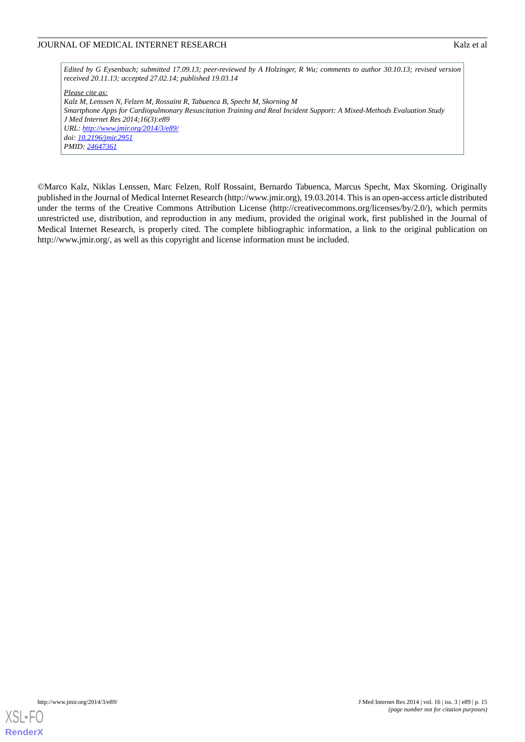*Edited by G Eysenbach; submitted 17.09.13; peer-reviewed by A Holzinger, R Wu; comments to author 30.10.13; revised version received 20.11.13; accepted 27.02.14; published 19.03.14*

*Please cite as:*
*Kalz M, Lenssen N, Felzen M, Rossaint R, Tabuenca B, Specht M, Skorning M*
*Smartphone Apps for Cardiopulmonary Resuscitation Training and Real Incident Support: A Mixed-Methods Evaluation Study*
*J Med Internet Res 2014;16(3):e89*
*URL: http://www.jmir.org/2014/3/e89/*
*doi: 10.2196/jmir.2951*
*PMID: 24647361*

©Marco Kalz, Niklas Lenssen, Marc Felzen, Rolf Rossaint, Bernardo Tabuenca, Marcus Specht, Max Skorning. Originally published in the Journal of Medical Internet Research (http://www.jmir.org), 19.03.2014. This is an open-access article distributed under the terms of the Creative Commons Attribution License (http://creativecommons.org/licenses/by/2.0/), which permits unrestricted use, distribution, and reproduction in any medium, provided the original work, first published in the Journal of Medical Internet Research, is properly cited. The complete bibliographic information, a link to the original publication on http://www.jmir.org/, as well as this copyright and license information must be included.